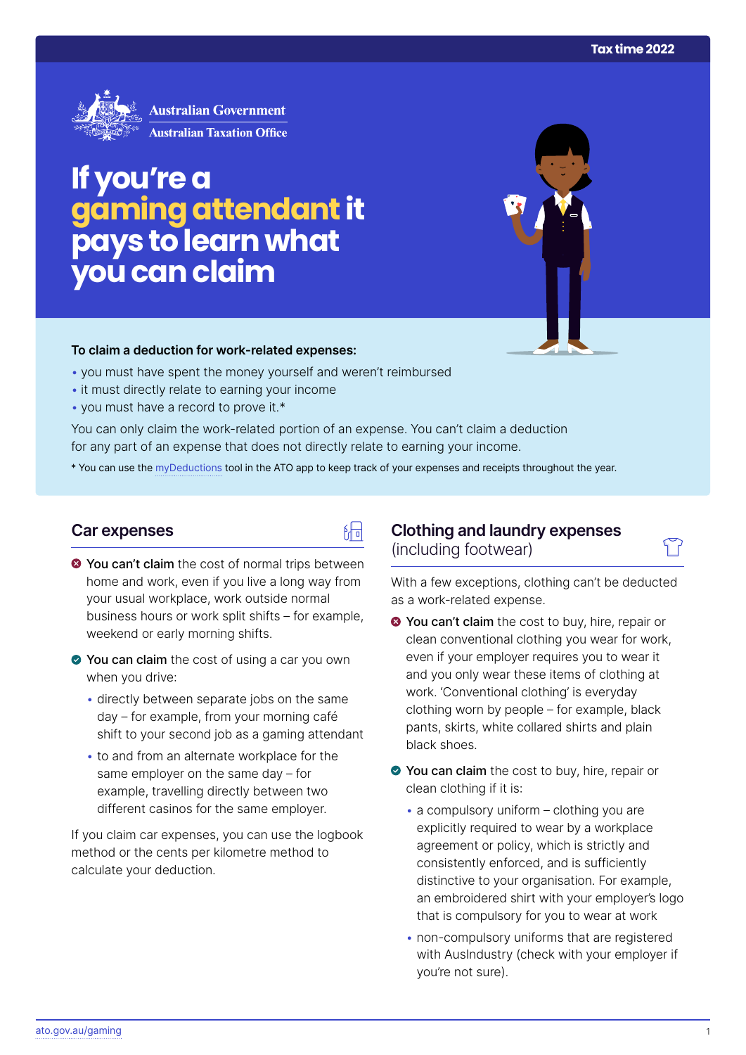Tax time 2022

Australian Government
Australian Taxation Office

# If you're a gaming attendant it pays to learn what you can claim

**To claim a deduction for work-related expenses:**

- you must have spent the money yourself and weren't reimbursed
- it must directly relate to earning your income
- you must have a record to prove it.*

You can only claim the work-related portion of an expense. You can't claim a deduction for any part of an expense that does not directly relate to earning your income.

* You can use the myDeductions tool in the ATO app to keep track of your expenses and receipts throughout the year.

## Car expenses

- **You can't claim** the cost of normal trips between home and work, even if you live a long way from your usual workplace, work outside normal business hours or work split shifts – for example, weekend or early morning shifts.
- **You can claim** the cost of using a car you own when you drive:
  - directly between separate jobs on the same day – for example, from your morning café shift to your second job as a gaming attendant
  - to and from an alternate workplace for the same employer on the same day – for example, travelling directly between two different casinos for the same employer.

If you claim car expenses, you can use the logbook method or the cents per kilometre method to calculate your deduction.

## Clothing and laundry expenses (including footwear)

With a few exceptions, clothing can't be deducted as a work-related expense.

- **You can't claim** the cost to buy, hire, repair or clean conventional clothing you wear for work, even if your employer requires you to wear it and you only wear these items of clothing at work. 'Conventional clothing' is everyday clothing worn by people – for example, black pants, skirts, white collared shirts and plain black shoes.
- **You can claim** the cost to buy, hire, repair or clean clothing if it is:
  - a compulsory uniform – clothing you are explicitly required to wear by a workplace agreement or policy, which is strictly and consistently enforced, and is sufficiently distinctive to your organisation. For example, an embroidered shirt with your employer's logo that is compulsory for you to wear at work
  - non-compulsory uniforms that are registered with AusIndustry (check with your employer if you're not sure).

ato.gov.au/gaming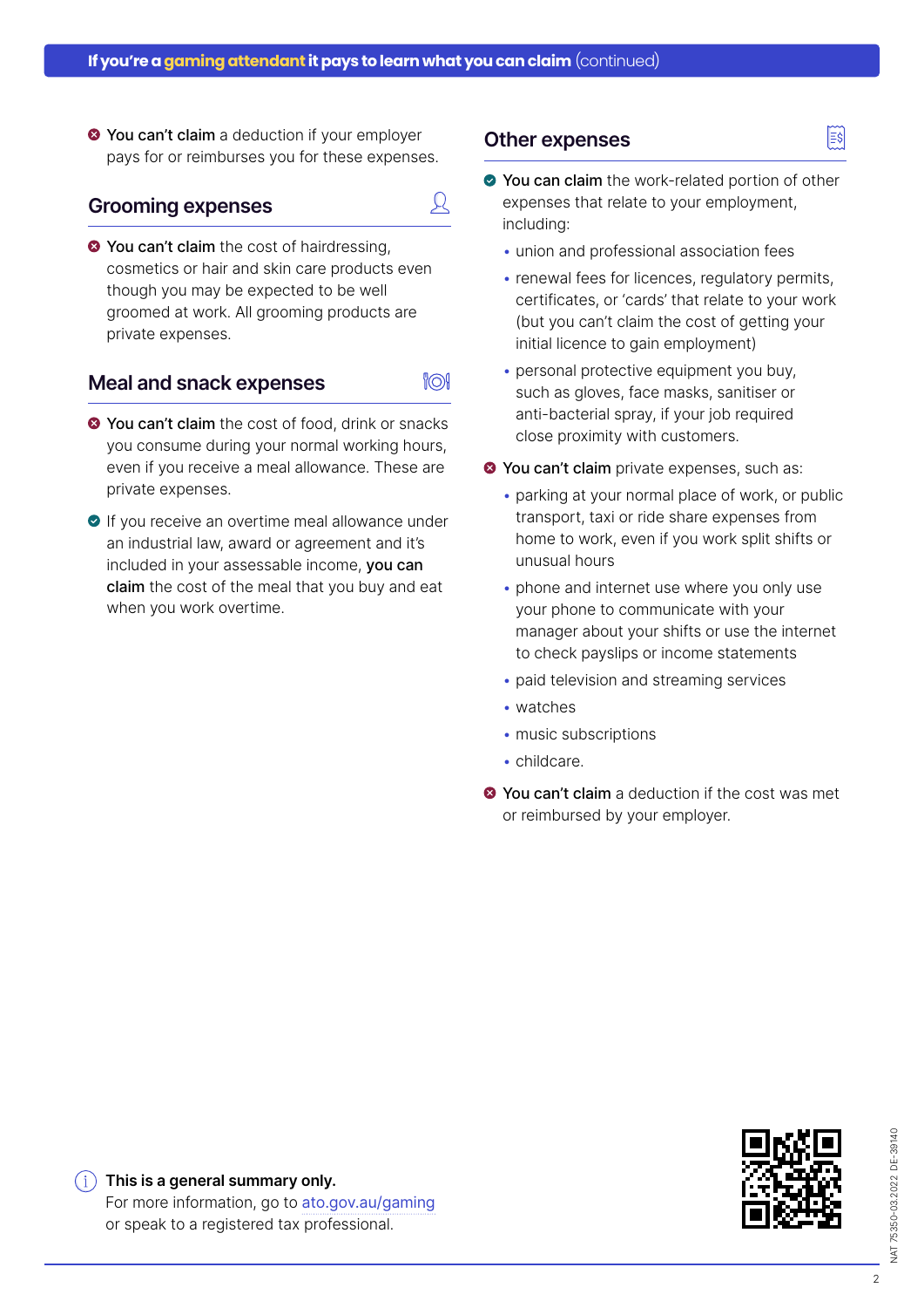- **You can't claim** a deduction if your employer pays for or reimburses you for these expenses.

## Grooming expenses

- **You can't claim** the cost of hairdressing, cosmetics or hair and skin care products even though you may be expected to be well groomed at work. All grooming products are private expenses.

## Meal and snack expenses

- **You can't claim** the cost of food, drink or snacks you consume during your normal working hours, even if you receive a meal allowance. These are private expenses.
- If you receive an overtime meal allowance under an industrial law, award or agreement and it's included in your assessable income, **you can claim** the cost of the meal that you buy and eat when you work overtime.

## Other expenses

- **You can claim** the work-related portion of other expenses that relate to your employment, including:
  - union and professional association fees
  - renewal fees for licences, regulatory permits, certificates, or 'cards' that relate to your work (but you can't claim the cost of getting your initial licence to gain employment)
  - personal protective equipment you buy, such as gloves, face masks, sanitiser or anti-bacterial spray, if your job required close proximity with customers.
- **You can't claim** private expenses, such as:
  - parking at your normal place of work, or public transport, taxi or ride share expenses from home to work, even if you work split shifts or unusual hours
  - phone and internet use where you only use your phone to communicate with your manager about your shifts or use the internet to check payslips or income statements
  - paid television and streaming services
  - watches
  - music subscriptions
  - childcare.
- **You can't claim** a deduction if the cost was met or reimbursed by your employer.

**This is a general summary only.**
For more information, go to ato.gov.au/gaming or speak to a registered tax professional.

NAT 75350-03.2022 DE-39140